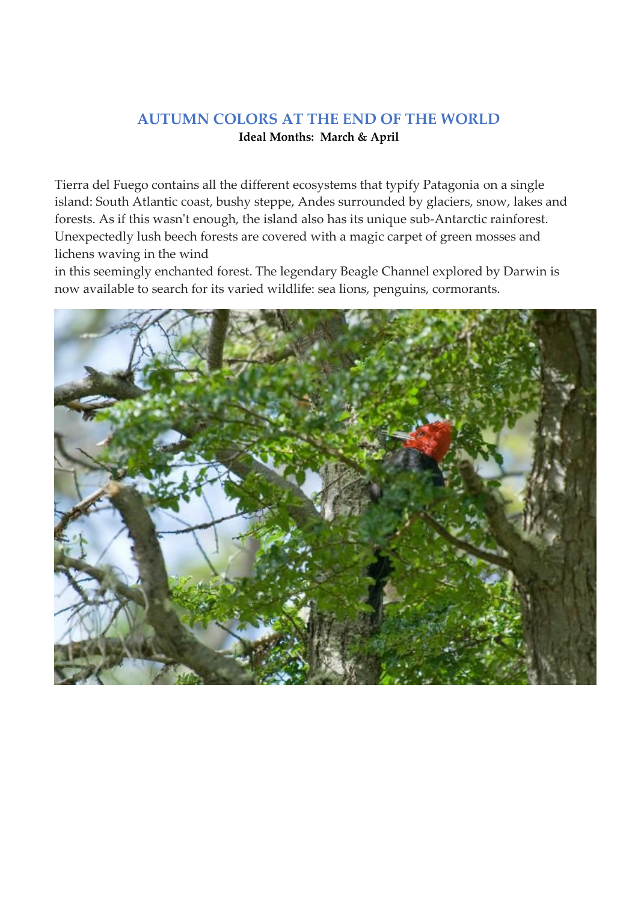# AUTUMN COLORS AT THE END OF THE WORLD

**Ideal Months: March & April**

Tierra del Fuego contains all the different ecosystems that typify Patagonia on a single island: South Atlantic coast, bushy steppe, Andes surrounded by glaciers, snow, lakes and forests. As if this wasn't enough, the island also has its unique sub-Antarctic rainforest. Unexpectedly lush beech forests are covered with a magic carpet of green mosses and lichens waving in the wind in this seemingly enchanted forest. The legendary Beagle Channel explored by Darwin is now available to search for its varied wildlife: sea lions, penguins, cormorants.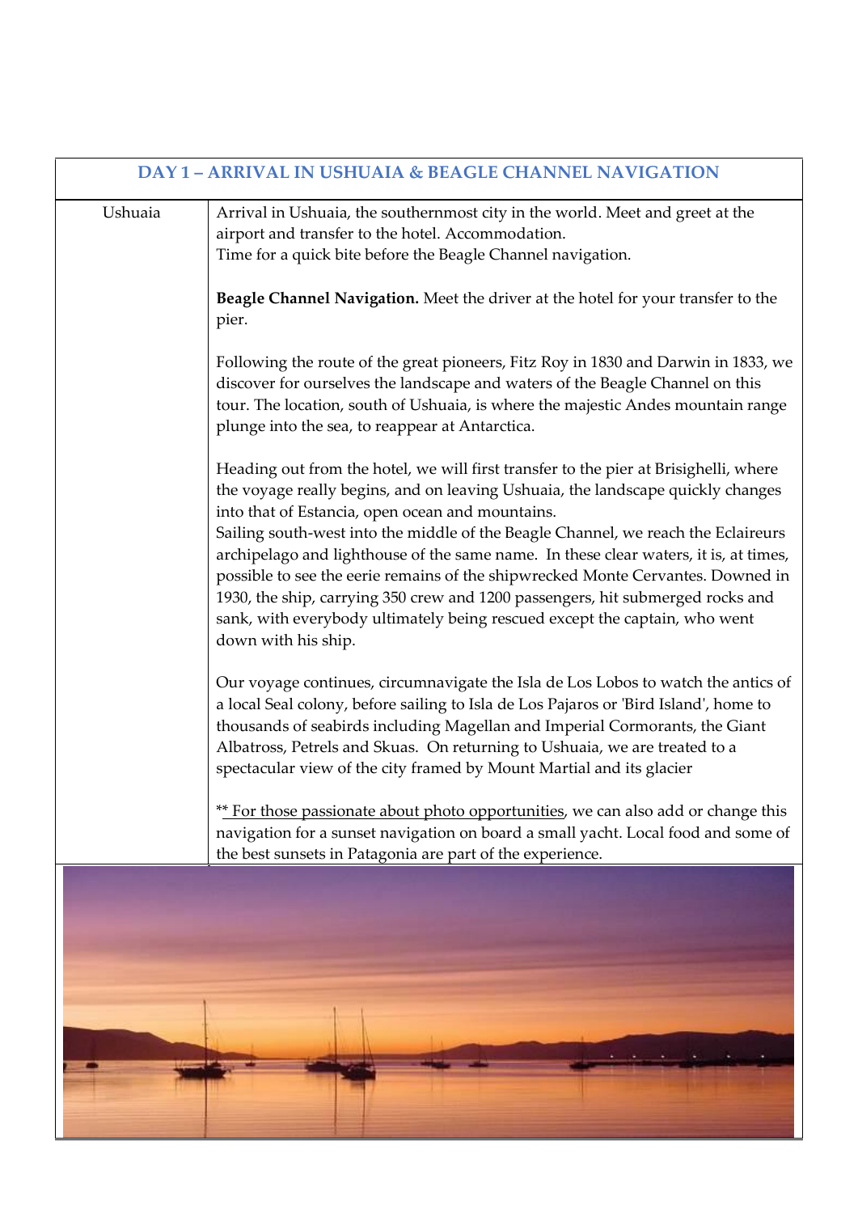| DAY 1 – ARRIVAL IN USHUAIA & BEAGLE CHANNEL NAVIGATION | |
|---|---|
| Ushuaia | Arrival in Ushuaia, the southernmost city in the world. Meet and greet at the airport and transfer to the hotel. Accommodation.<br>Time for a quick bite before the Beagle Channel navigation.<br><br>**Beagle Channel Navigation.** Meet the driver at the hotel for your transfer to the pier.<br><br>Following the route of the great pioneers, Fitz Roy in 1830 and Darwin in 1833, we discover for ourselves the landscape and waters of the Beagle Channel on this tour. The location, south of Ushuaia, is where the majestic Andes mountain range plunge into the sea, to reappear at Antarctica.<br><br>Heading out from the hotel, we will first transfer to the pier at Brisighelli, where the voyage really begins, and on leaving Ushuaia, the landscape quickly changes into that of Estancia, open ocean and mountains.<br>Sailing south-west into the middle of the Beagle Channel, we reach the Eclaireurs archipelago and lighthouse of the same name. In these clear waters, it is, at times, possible to see the eerie remains of the shipwrecked Monte Cervantes. Downed in 1930, the ship, carrying 350 crew and 1200 passengers, hit submerged rocks and sank, with everybody ultimately being rescued except the captain, who went down with his ship.<br><br>Our voyage continues, circumnavigate the Isla de Los Lobos to watch the antics of a local Seal colony, before sailing to Isla de Los Pajaros or 'Bird Island', home to thousands of seabirds including Magellan and Imperial Cormorants, the Giant Albatross, Petrels and Skuas. On returning to Ushuaia, we are treated to a spectacular view of the city framed by Mount Martial and its glacier<br><br>** For those passionate about photo opportunities, we can also add or change this navigation for a sunset navigation on board a small yacht. Local food and some of the best sunsets in Patagonia are part of the experience. |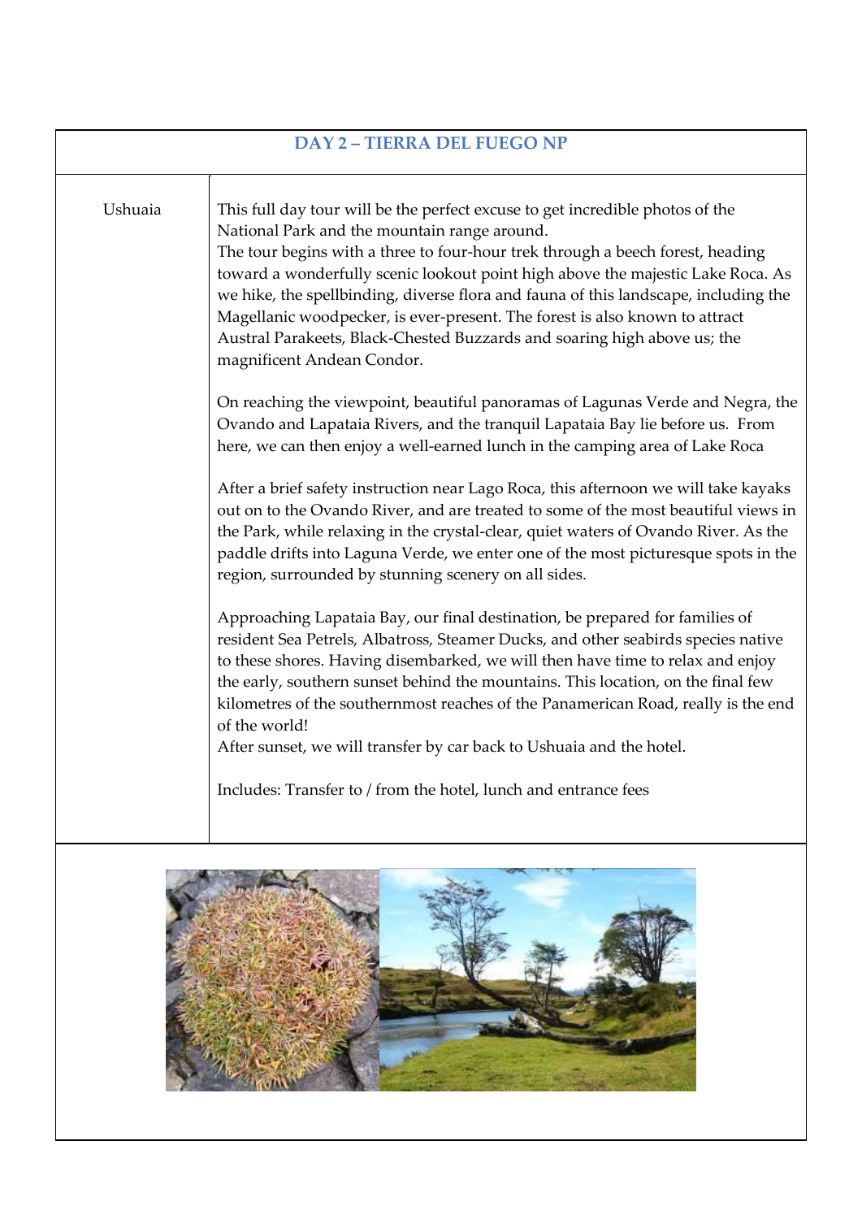| DAY 2 – TIERRA DEL FUEGO NP | |
|---|---|
| Ushuaia | This full day tour will be the perfect excuse to get incredible photos of the National Park and the mountain range around.<br>The tour begins with a three to four-hour trek through a beech forest, heading toward a wonderfully scenic lookout point high above the majestic Lake Roca. As we hike, the spellbinding, diverse flora and fauna of this landscape, including the Magellanic woodpecker, is ever-present. The forest is also known to attract Austral Parakeets, Black-Chested Buzzards and soaring high above us; the magnificent Andean Condor.<br><br>On reaching the viewpoint, beautiful panoramas of Lagunas Verde and Negra, the Ovando and Lapataia Rivers, and the tranquil Lapataia Bay lie before us. From here, we can then enjoy a well-earned lunch in the camping area of Lake Roca<br><br>After a brief safety instruction near Lago Roca, this afternoon we will take kayaks out on to the Ovando River, and are treated to some of the most beautiful views in the Park, while relaxing in the crystal-clear, quiet waters of Ovando River. As the paddle drifts into Laguna Verde, we enter one of the most picturesque spots in the region, surrounded by stunning scenery on all sides.<br><br>Approaching Lapataia Bay, our final destination, be prepared for families of resident Sea Petrels, Albatross, Steamer Ducks, and other seabirds species native to these shores. Having disembarked, we will then have time to relax and enjoy the early, southern sunset behind the mountains. This location, on the final few kilometres of the southernmost reaches of the Panamerican Road, really is the end of the world!<br>After sunset, we will transfer by car back to Ushuaia and the hotel.<br><br>Includes: Transfer to / from the hotel, lunch and entrance fees |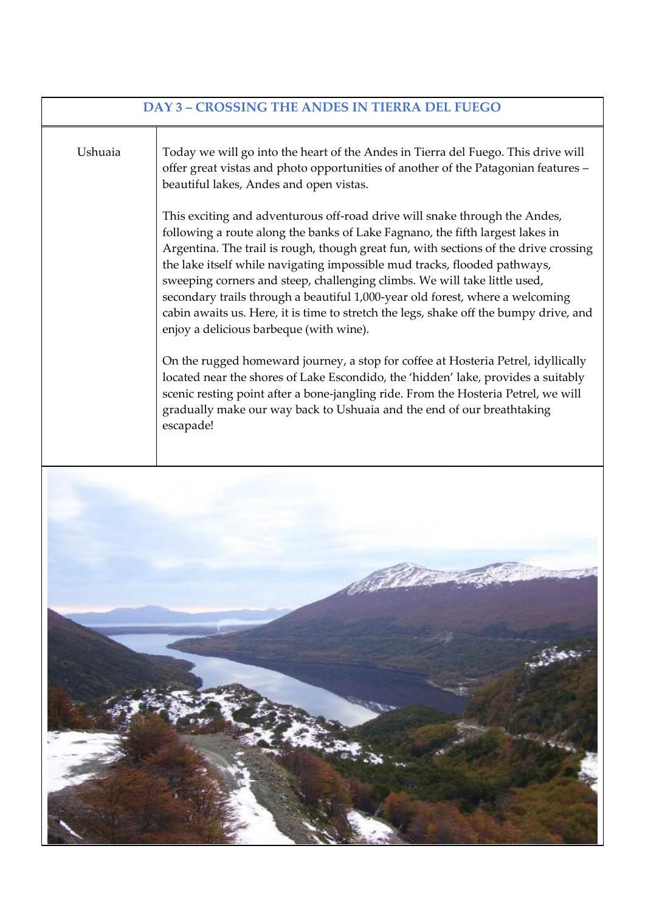## DAY 3 – CROSSING THE ANDES IN TIERRA DEL FUEGO

| | |
|---|---|
| Ushuaia | Today we will go into the heart of the Andes in Tierra del Fuego. This drive will offer great vistas and photo opportunities of another of the Patagonian features – beautiful lakes, Andes and open vistas.<br><br>This exciting and adventurous off-road drive will snake through the Andes, following a route along the banks of Lake Fagnano, the fifth largest lakes in Argentina. The trail is rough, though great fun, with sections of the drive crossing the lake itself while navigating impossible mud tracks, flooded pathways, sweeping corners and steep, challenging climbs. We will take little used, secondary trails through a beautiful 1,000-year old forest, where a welcoming cabin awaits us. Here, it is time to stretch the legs, shake off the bumpy drive, and enjoy a delicious barbeque (with wine).<br><br>On the rugged homeward journey, a stop for coffee at Hosteria Petrel, idyllically located near the shores of Lake Escondido, the 'hidden' lake, provides a suitably scenic resting point after a bone-jangling ride. From the Hosteria Petrel, we will gradually make our way back to Ushuaia and the end of our breathtaking escapade! |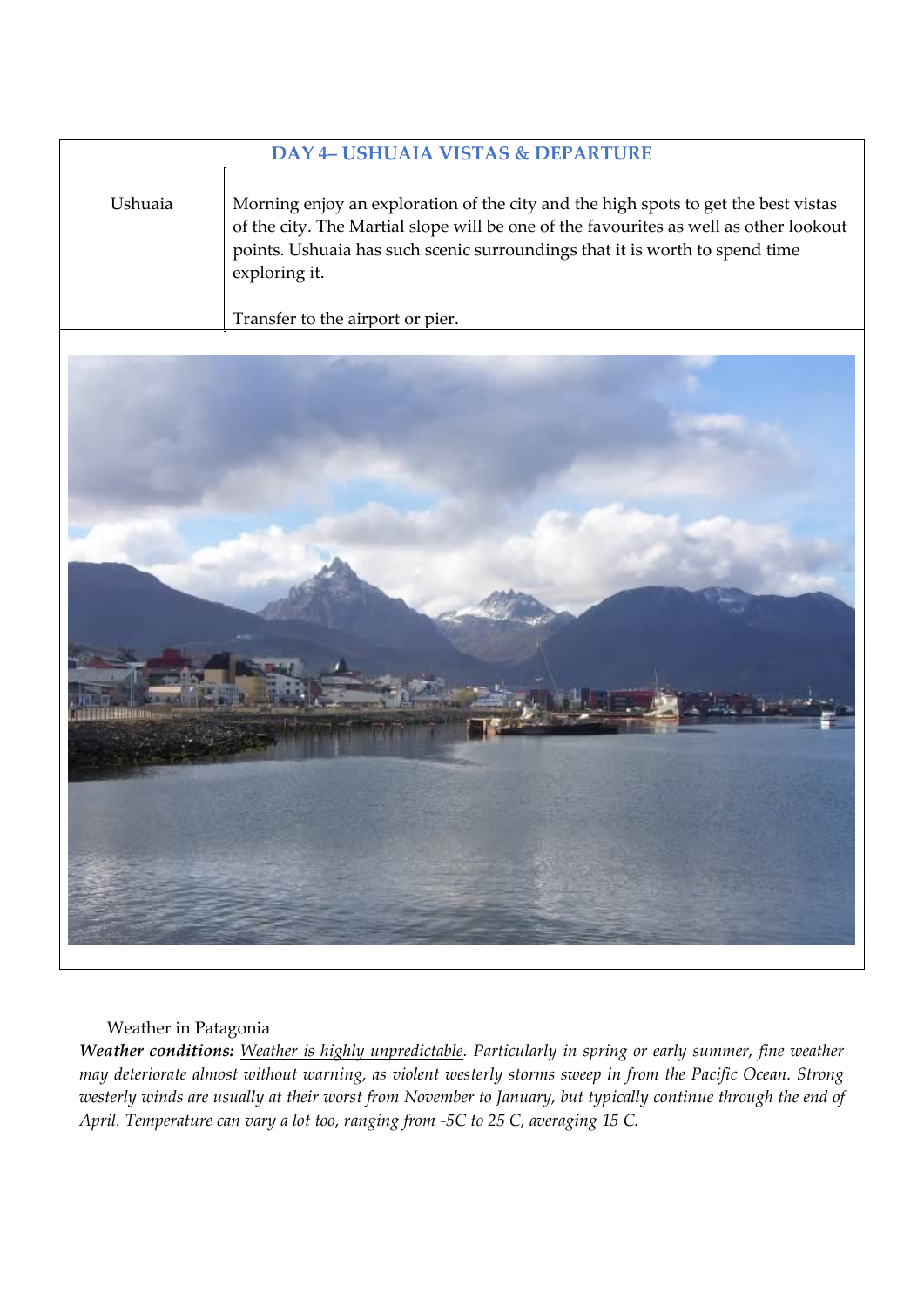| DAY 4– USHUAIA VISTAS & DEPARTURE | |
|---|---|
| Ushuaia | Morning enjoy an exploration of the city and the high spots to get the best vistas of the city. The Martial slope will be one of the favourites as well as other lookout points. Ushuaia has such scenic surroundings that it is worth to spend time exploring it.<br><br>Transfer to the airport or pier. |

Weather in Patagonia

***Weather conditions:*** *Weather is highly unpredictable. Particularly in spring or early summer, fine weather may deteriorate almost without warning, as violent westerly storms sweep in from the Pacific Ocean. Strong westerly winds are usually at their worst from November to January, but typically continue through the end of April. Temperature can vary a lot too, ranging from -5C to 25 C, averaging 15 C.*